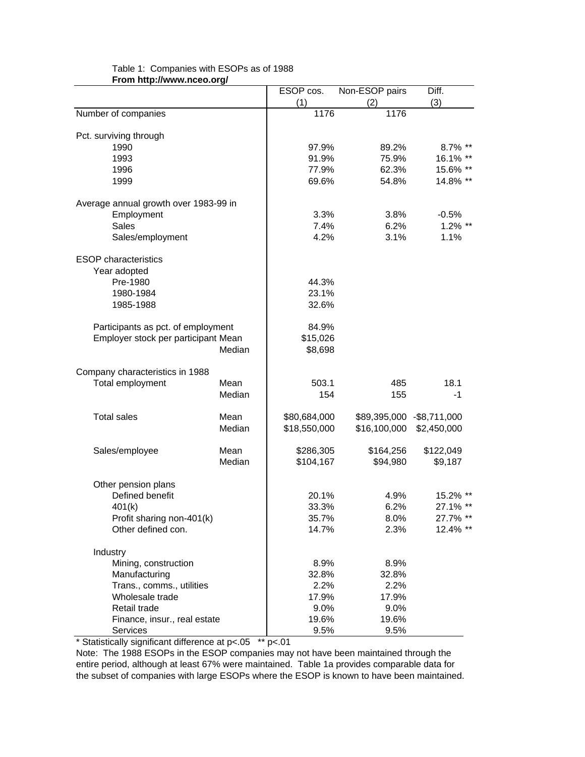Table 1: Companies with ESOPs as of 1988

**From http://www.nceo.org/**

| | | ESOP cos. (1) | Non-ESOP pairs (2) | Diff. (3) |
|---|---|---|---|---|
| Number of companies | | 1176 | 1176 | |
| | | | | |
| Pct. surviving through | | | | |
| 1990 | | 97.9% | 89.2% | 8.7% ** |
| 1993 | | 91.9% | 75.9% | 16.1% ** |
| 1996 | | 77.9% | 62.3% | 15.6% ** |
| 1999 | | 69.6% | 54.8% | 14.8% ** |
| | | | | |
| Average annual growth over 1983-99 in | | | | |
| Employment | | 3.3% | 3.8% | -0.5% |
| Sales | | 7.4% | 6.2% | 1.2% ** |
| Sales/employment | | 4.2% | 3.1% | 1.1% |
| | | | | |
| ESOP characteristics | | | | |
| Year adopted | | | | |
| Pre-1980 | | 44.3% | | |
| 1980-1984 | | 23.1% | | |
| 1985-1988 | | 32.6% | | |
| | | | | |
| Participants as pct. of employment | | 84.9% | | |
| Employer stock per participant | Mean | $15,026 | | |
| | Median | $8,698 | | |
| | | | | |
| Company characteristics in 1988 | | | | |
| Total employment | Mean | 503.1 | 485 | 18.1 |
| | Median | 154 | 155 | -1 |
| | | | | |
| Total sales | Mean | $80,684,000 | $89,395,000 | -$8,711,000 |
| | Median | $18,550,000 | $16,100,000 | $2,450,000 |
| | | | | |
| Sales/employee | Mean | $286,305 | $164,256 | $122,049 |
| | Median | $104,167 | $94,980 | $9,187 |
| | | | | |
| Other pension plans | | | | |
| Defined benefit | | 20.1% | 4.9% | 15.2% ** |
| 401(k) | | 33.3% | 6.2% | 27.1% ** |
| Profit sharing non-401(k) | | 35.7% | 8.0% | 27.7% ** |
| Other defined con. | | 14.7% | 2.3% | 12.4% ** |
| | | | | |
| Industry | | | | |
| Mining, construction | | 8.9% | 8.9% | |
| Manufacturing | | 32.8% | 32.8% | |
| Trans., comms., utilities | | 2.2% | 2.2% | |
| Wholesale trade | | 17.9% | 17.9% | |
| Retail trade | | 9.0% | 9.0% | |
| Finance, insur., real estate | | 19.6% | 19.6% | |
| Services | | 9.5% | 9.5% | |

* Statistically significant difference at $p<.05$ ** $p<.01$

Note: The 1988 ESOPs in the ESOP companies may not have been maintained through the entire period, although at least 67% were maintained. Table 1a provides comparable data for the subset of companies with large ESOPs where the ESOP is known to have been maintained.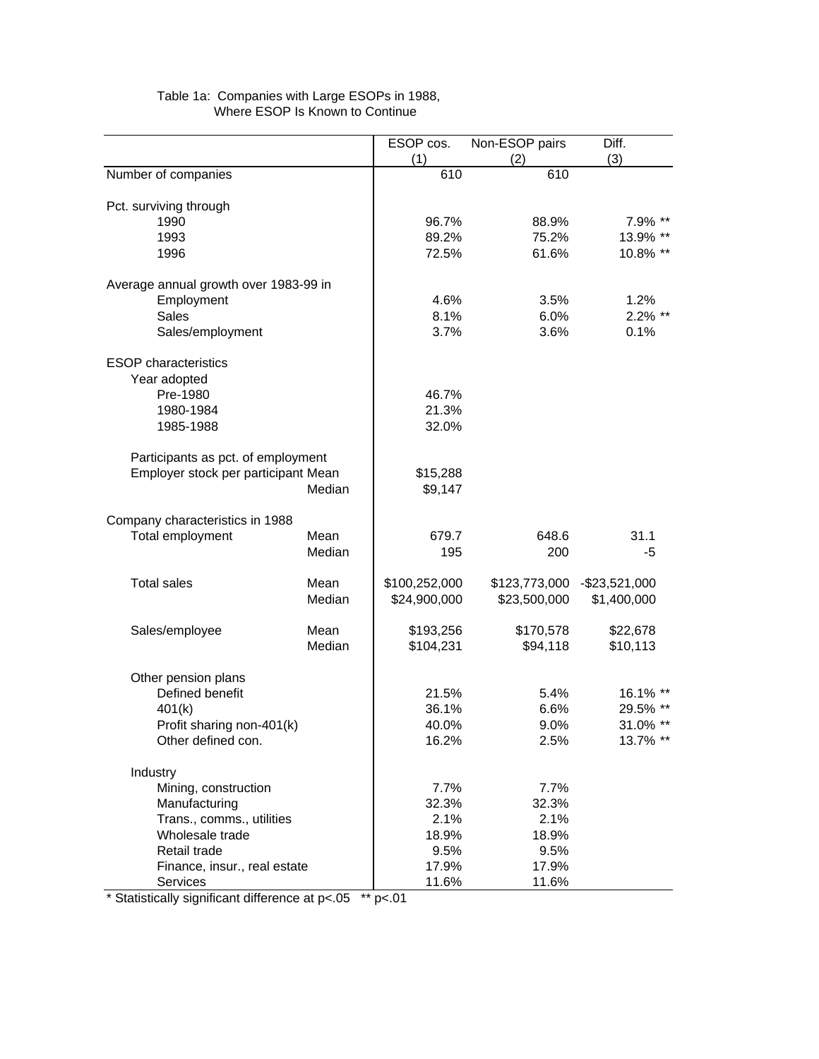Table 1a: Companies with Large ESOPs in 1988, Where ESOP Is Known to Continue

| | | ESOP cos. (1) | Non-ESOP pairs (2) | Diff. (3) |
|---|---|---|---|---|
| Number of companies | | 610 | 610 | |
| | | | | |
| Pct. surviving through | | | | |
| 1990 | | 96.7% | 88.9% | 7.9% ** |
| 1993 | | 89.2% | 75.2% | 13.9% ** |
| 1996 | | 72.5% | 61.6% | 10.8% ** |
| | | | | |
| Average annual growth over 1983-99 in | | | | |
| Employment | | 4.6% | 3.5% | 1.2% |
| Sales | | 8.1% | 6.0% | 2.2% ** |
| Sales/employment | | 3.7% | 3.6% | 0.1% |
| | | | | |
| ESOP characteristics | | | | |
| Year adopted | | | | |
| Pre-1980 | | 46.7% | | |
| 1980-1984 | | 21.3% | | |
| 1985-1988 | | 32.0% | | |
| | | | | |
| Participants as pct. of employment | | | | |
| Employer stock per participant | Mean | $15,288 | | |
| | Median | $9,147 | | |
| | | | | |
| Company characteristics in 1988 | | | | |
| Total employment | Mean | 679.7 | 648.6 | 31.1 |
| | Median | 195 | 200 | -5 |
| | | | | |
| Total sales | Mean | $100,252,000 | $123,773,000 | -$23,521,000 |
| | Median | $24,900,000 | $23,500,000 | $1,400,000 |
| | | | | |
| Sales/employee | Mean | $193,256 | $170,578 | $22,678 |
| | Median | $104,231 | $94,118 | $10,113 |
| | | | | |
| Other pension plans | | | | |
| Defined benefit | | 21.5% | 5.4% | 16.1% ** |
| 401(k) | | 36.1% | 6.6% | 29.5% ** |
| Profit sharing non-401(k) | | 40.0% | 9.0% | 31.0% ** |
| Other defined con. | | 16.2% | 2.5% | 13.7% ** |
| | | | | |
| Industry | | | | |
| Mining, construction | | 7.7% | 7.7% | |
| Manufacturing | | 32.3% | 32.3% | |
| Trans., comms., utilities | | 2.1% | 2.1% | |
| Wholesale trade | | 18.9% | 18.9% | |
| Retail trade | | 9.5% | 9.5% | |
| Finance, insur., real estate | | 17.9% | 17.9% | |
| Services | | 11.6% | 11.6% | |

* Statistically significant difference at $p<.05$ ** $p<.01$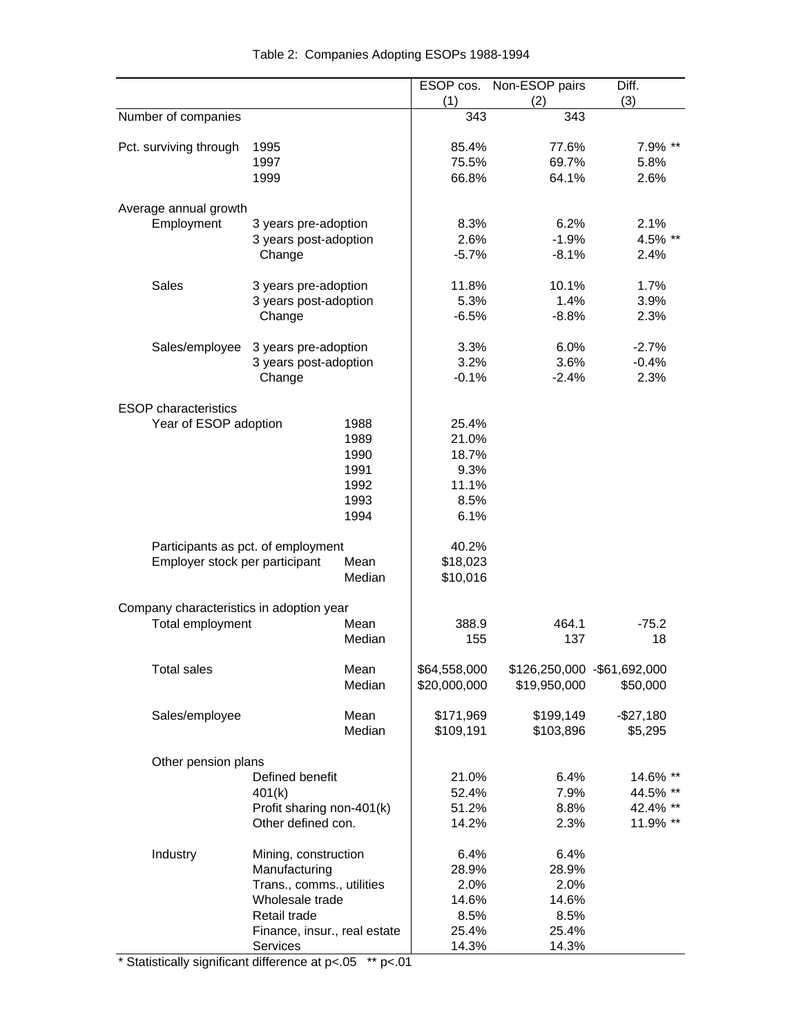Table 2: Companies Adopting ESOPs 1988-1994

| | | | ESOP cos. (1) | Non-ESOP pairs (2) | Diff. (3) |
|---|---|---|---|---|---|
| Number of companies | | | 343 | 343 | |
| Pct. surviving through | 1995 | | 85.4% | 77.6% | 7.9% ** |
| | 1997 | | 75.5% | 69.7% | 5.8% |
| | 1999 | | 66.8% | 64.1% | 2.6% |
| Average annual growth | | | | | |
| Employment | 3 years pre-adoption | | 8.3% | 6.2% | 2.1% |
| | 3 years post-adoption | | 2.6% | -1.9% | 4.5% ** |
| | Change | | -5.7% | -8.1% | 2.4% |
| Sales | 3 years pre-adoption | | 11.8% | 10.1% | 1.7% |
| | 3 years post-adoption | | 5.3% | 1.4% | 3.9% |
| | Change | | -6.5% | -8.8% | 2.3% |
| Sales/employee | 3 years pre-adoption | | 3.3% | 6.0% | -2.7% |
| | 3 years post-adoption | | 3.2% | 3.6% | -0.4% |
| | Change | | -0.1% | -2.4% | 2.3% |
| ESOP characteristics | | | | | |
| Year of ESOP adoption | | 1988 | 25.4% | | |
| | | 1989 | 21.0% | | |
| | | 1990 | 18.7% | | |
| | | 1991 | 9.3% | | |
| | | 1992 | 11.1% | | |
| | | 1993 | 8.5% | | |
| | | 1994 | 6.1% | | |
| Participants as pct. of employment | | | 40.2% | | |
| Employer stock per participant | | Mean | $18,023 | | |
| | | Median | $10,016 | | |
| Company characteristics in adoption year | | | | | |
| Total employment | | Mean | 388.9 | 464.1 | -75.2 |
| | | Median | 155 | 137 | 18 |
| Total sales | | Mean | $64,558,000 | $126,250,000 | -$61,692,000 |
| | | Median | $20,000,000 | $19,950,000 | $50,000 |
| Sales/employee | | Mean | $171,969 | $199,149 | -$27,180 |
| | | Median | $109,191 | $103,896 | $5,295 |
| Other pension plans | | | | | |
| | Defined benefit | | 21.0% | 6.4% | 14.6% ** |
| | 401(k) | | 52.4% | 7.9% | 44.5% ** |
| | Profit sharing non-401(k) | | 51.2% | 8.8% | 42.4% ** |
| | Other defined con. | | 14.2% | 2.3% | 11.9% ** |
| Industry | Mining, construction | | 6.4% | 6.4% | |
| | Manufacturing | | 28.9% | 28.9% | |
| | Trans., comms., utilities | | 2.0% | 2.0% | |
| | Wholesale trade | | 14.6% | 14.6% | |
| | Retail trade | | 8.5% | 8.5% | |
| | Finance, insur., real estate | | 25.4% | 25.4% | |
| | Services | | 14.3% | 14.3% | |

* Statistically significant difference at $p<.05$ ** $p<.01$